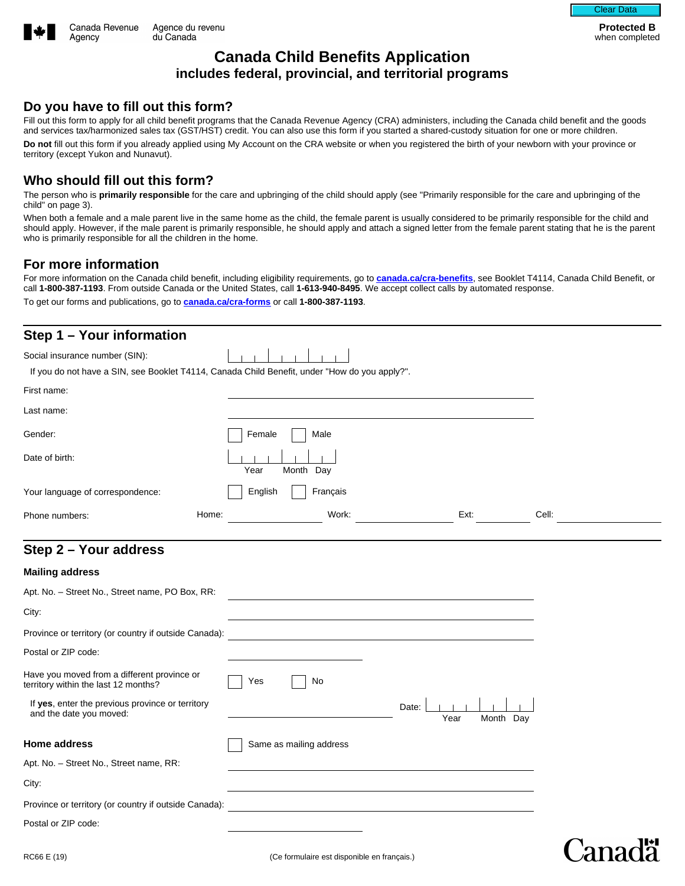Canada Revenue Agency / Agence du revenu du Canada

**Protected B** when completed

# Canada Child Benefits Application

## includes federal, provincial, and territorial programs

## Do you have to fill out this form?

Fill out this form to apply for all child benefit programs that the Canada Revenue Agency (CRA) administers, including the Canada child benefit and the goods and services tax/harmonized sales tax (GST/HST) credit. You can also use this form if you started a shared-custody situation for one or more children.

**Do not** fill out this form if you already applied using My Account on the CRA website or when you registered the birth of your newborn with your province or territory (except Yukon and Nunavut).

## Who should fill out this form?

The person who is **primarily responsible** for the care and upbringing of the child should apply (see "Primarily responsible for the care and upbringing of the child" on page 3).

When both a female and a male parent live in the same home as the child, the female parent is usually considered to be primarily responsible for the child and should apply. However, if the male parent is primarily responsible, he should apply and attach a signed letter from the female parent stating that he is the parent who is primarily responsible for all the children in the home.

## For more information

For more information on the Canada child benefit, including eligibility requirements, go to **canada.ca/cra-benefits**, see Booklet T4114, Canada Child Benefit, or call **1-800-387-1193**. From outside Canada or the United States, call **1-613-940-8495**. We accept collect calls by automated response.

To get our forms and publications, go to **canada.ca/cra-forms** or call **1-800-387-1193**.

## Step 1 – Your information

Social insurance number (SIN): ___________

If you do not have a SIN, see Booklet T4114, Canada Child Benefit, under "How do you apply?".

First name: ___________

Last name: ___________

Gender: ☐ Female ☐ Male

Date of birth: ___________ (Year Month Day)

Your language of correspondence: ☐ English ☐ Français

Phone numbers: Home: ___________ Work: ___________ Ext: ___________ Cell: ___________

## Step 2 – Your address

### Mailing address

Apt. No. – Street No., Street name, PO Box, RR: ___________

City: ___________

Province or territory (or country if outside Canada): ___________

Postal or ZIP code: ___________

Have you moved from a different province or territory within the last 12 months? ☐ Yes ☐ No

If **yes**, enter the previous province or territory and the date you moved: ___________ Date: ___________ (Year Month Day)

### Home address

☐ Same as mailing address

Apt. No. – Street No., Street name, RR: ___________

City: ___________

Province or territory (or country if outside Canada): ___________

Postal or ZIP code: ___________

RC66 E (19)

(Ce formulaire est disponible en français.)

Canada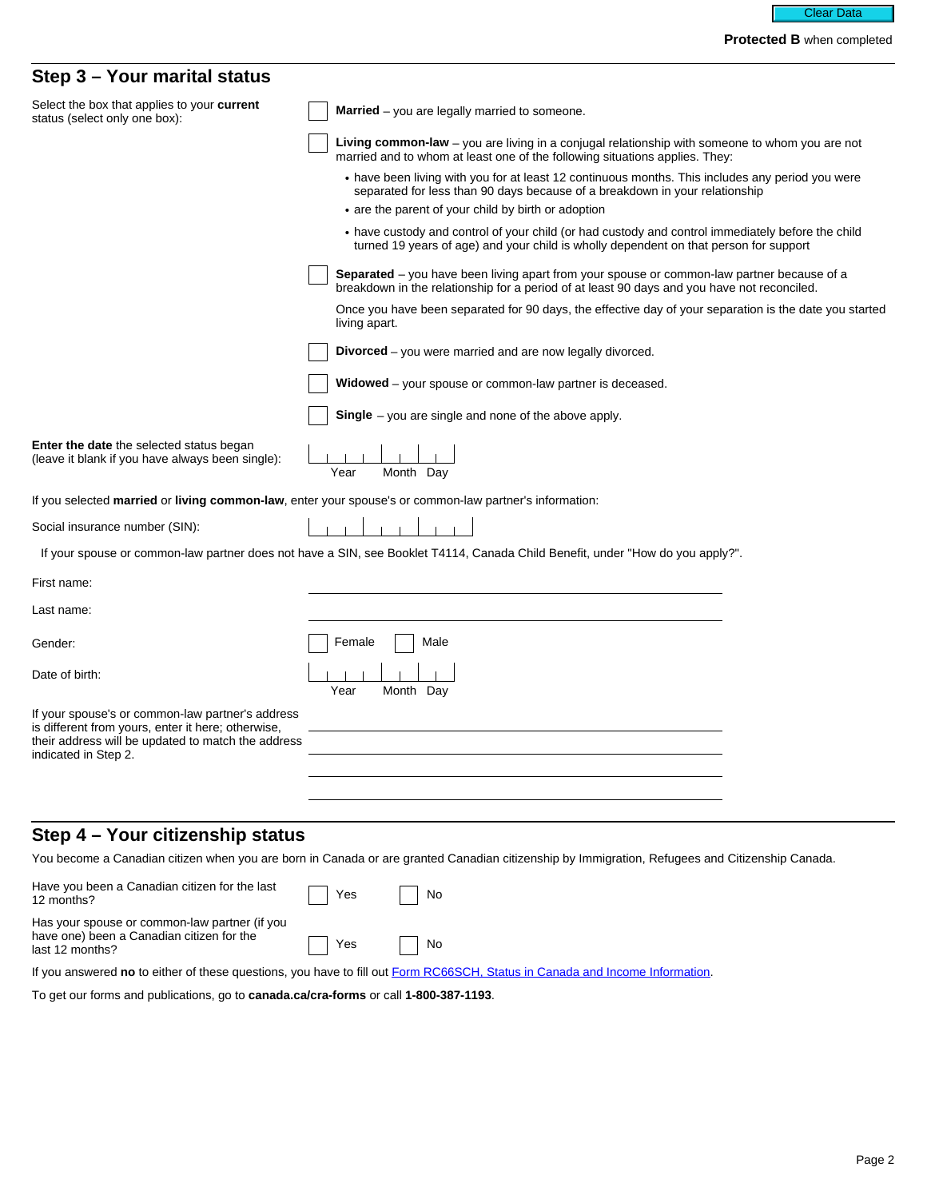Clear Data

**Protected B** when completed

## Step 3 – Your marital status

Select the box that applies to your **current** status (select only one box):

- ☐ **Married** – you are legally married to someone.
- ☐ **Living common-law** – you are living in a conjugal relationship with someone to whom you are not married and to whom at least one of the following situations applies. They:
  - have been living with you for at least 12 continuous months. This includes any period you were separated for less than 90 days because of a breakdown in your relationship
  - are the parent of your child by birth or adoption
  - have custody and control of your child (or had custody and control immediately before the child turned 19 years of age) and your child is wholly dependent on that person for support
- ☐ **Separated** – you have been living apart from your spouse or common-law partner because of a breakdown in the relationship for a period of at least 90 days and you have not reconciled.

  Once you have been separated for 90 days, the effective day of your separation is the date you started living apart.
- ☐ **Divorced** – you were married and are now legally divorced.
- ☐ **Widowed** – your spouse or common-law partner is deceased.
- ☐ **Single** – you are single and none of the above apply.

**Enter the date** the selected status began (leave it blank if you have always been single): Year ____ Month ____ Day ____

If you selected **married** or **living common-law**, enter your spouse's or common-law partner's information:

Social insurance number (SIN): _______________

If your spouse or common-law partner does not have a SIN, see Booklet T4114, Canada Child Benefit, under "How do you apply?".

First name: _______________

Last name: _______________

Gender: ☐ Female ☐ Male

Date of birth: Year ____ Month ____ Day ____

If your spouse's or common-law partner's address is different from yours, enter it here; otherwise, their address will be updated to match the address indicated in Step 2.

_______________

_______________

_______________

_______________

## Step 4 – Your citizenship status

You become a Canadian citizen when you are born in Canada or are granted Canadian citizenship by Immigration, Refugees and Citizenship Canada.

Have you been a Canadian citizen for the last 12 months? ☐ Yes ☐ No

Has your spouse or common-law partner (if you have one) been a Canadian citizen for the last 12 months? ☐ Yes ☐ No

If you answered **no** to either of these questions, you have to fill out Form RC66SCH, Status in Canada and Income Information.

To get our forms and publications, go to **canada.ca/cra-forms** or call **1-800-387-1193**.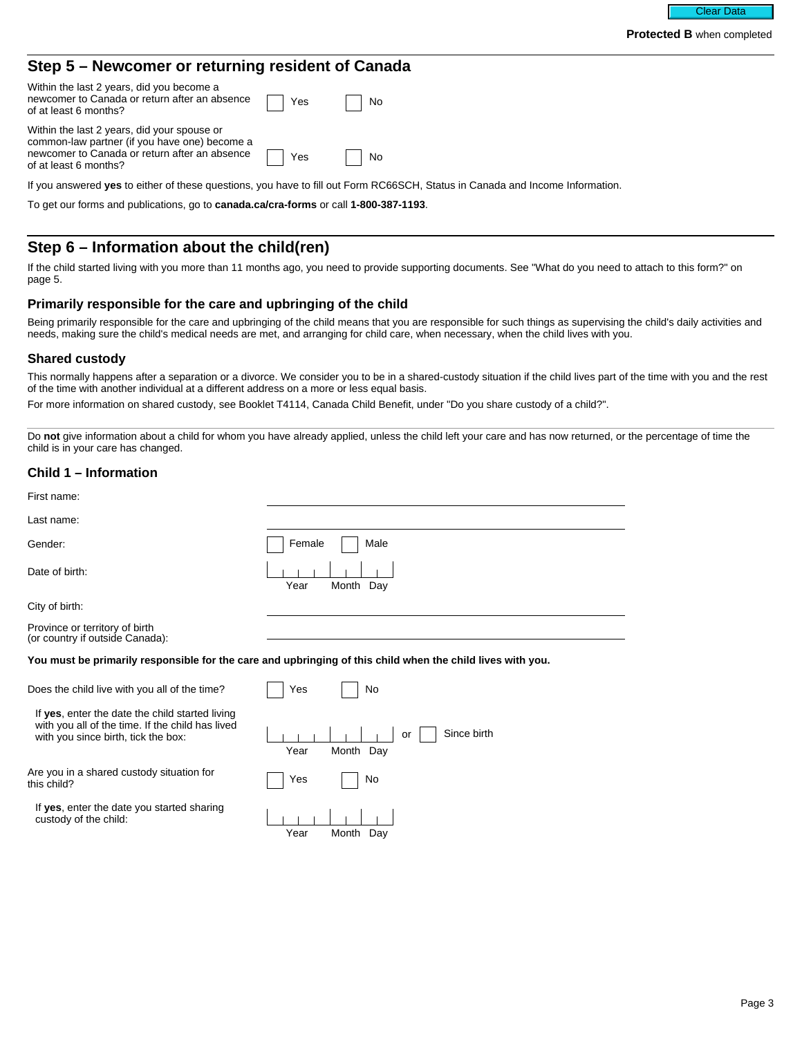Protected B when completed

## Step 5 – Newcomer or returning resident of Canada

Within the last 2 years, did you become a newcomer to Canada or return after an absence of at least 6 months? ☐ Yes ☐ No

Within the last 2 years, did your spouse or common-law partner (if you have one) become a newcomer to Canada or return after an absence of at least 6 months? ☐ Yes ☐ No

If you answered **yes** to either of these questions, you have to fill out Form RC66SCH, Status in Canada and Income Information.

To get our forms and publications, go to **canada.ca/cra-forms** or call **1-800-387-1193**.

## Step 6 – Information about the child(ren)

If the child started living with you more than 11 months ago, you need to provide supporting documents. See "What do you need to attach to this form?" on page 5.

### Primarily responsible for the care and upbringing of the child

Being primarily responsible for the care and upbringing of the child means that you are responsible for such things as supervising the child's daily activities and needs, making sure the child's medical needs are met, and arranging for child care, when necessary, when the child lives with you.

### Shared custody

This normally happens after a separation or a divorce. We consider you to be in a shared-custody situation if the child lives part of the time with you and the rest of the time with another individual at a different address on a more or less equal basis.

For more information on shared custody, see Booklet T4114, Canada Child Benefit, under "Do you share custody of a child?".

Do **not** give information about a child for whom you have already applied, unless the child left your care and has now returned, or the percentage of time the child is in your care has changed.

### Child 1 – Information

First name: ______________________

Last name: ______________________

Gender: ☐ Female ☐ Male

Date of birth: Year | Month | Day

City of birth: ______________________

Province or territory of birth (or country if outside Canada): ______________________

**You must be primarily responsible for the care and upbringing of this child when the child lives with you.**

Does the child live with you all of the time? ☐ Yes ☐ No

If **yes**, enter the date the child started living with you all of the time. If the child has lived with you since birth, tick the box: Year | Month | Day or ☐ Since birth

Are you in a shared custody situation for this child? ☐ Yes ☐ No

If **yes**, enter the date you started sharing custody of the child: Year | Month | Day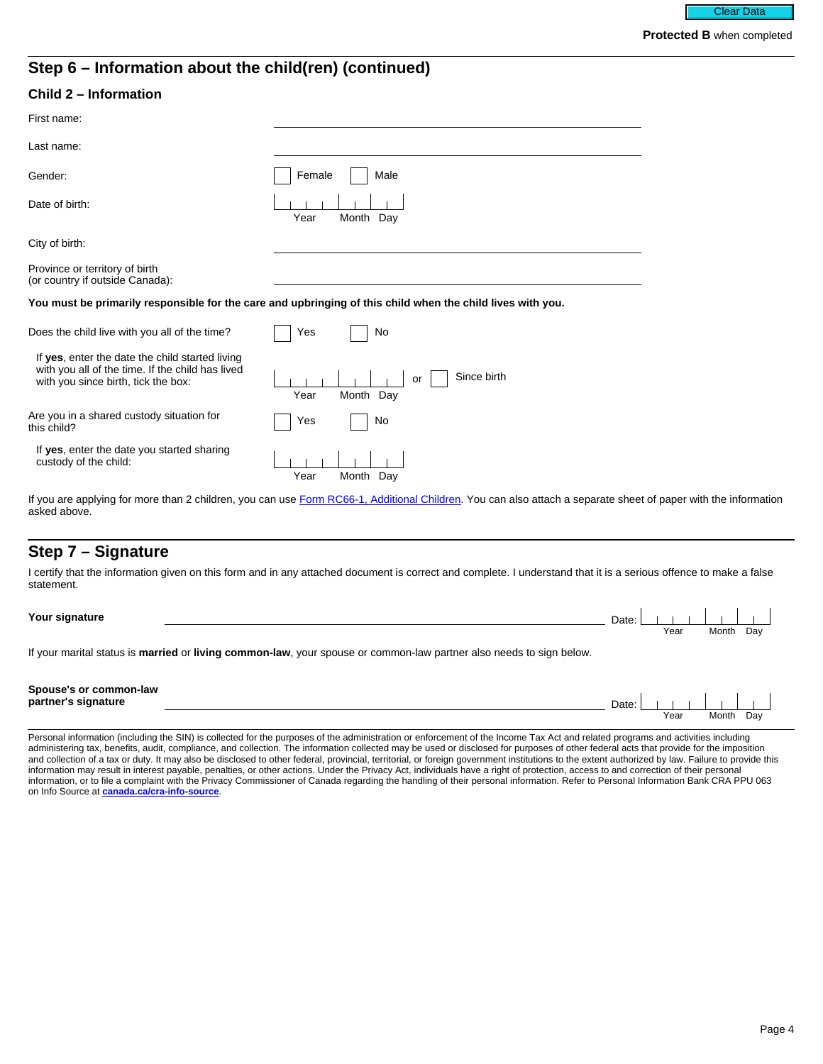**Protected B** when completed

## Step 6 – Information about the child(ren) (continued)

### Child 2 – Information

First name: ______________________

Last name: ______________________

Gender: ☐ Female ☐ Male

Date of birth: Year Month Day

City of birth: ______________________

Province or territory of birth
(or country if outside Canada): ______________________

**You must be primarily responsible for the care and upbringing of this child when the child lives with you.**

Does the child live with you all of the time? ☐ Yes ☐ No

If **yes**, enter the date the child started living with you all of the time. If the child has lived with you since birth, tick the box: Year Month Day or ☐ Since birth

Are you in a shared custody situation for this child? ☐ Yes ☐ No

If **yes**, enter the date you started sharing custody of the child: Year Month Day

If you are applying for more than 2 children, you can use Form RC66-1, Additional Children. You can also attach a separate sheet of paper with the information asked above.

## Step 7 – Signature

I certify that the information given on this form and in any attached document is correct and complete. I understand that it is a serious offence to make a false statement.

**Your signature** ______________________ Date: Year Month Day

If your marital status is **married** or **living common-law**, your spouse or common-law partner also needs to sign below.

**Spouse's or common-law partner's signature** ______________________ Date: Year Month Day

Personal information (including the SIN) is collected for the purposes of the administration or enforcement of the Income Tax Act and related programs and activities including administering tax, benefits, audit, compliance, and collection. The information collected may be used or disclosed for purposes of other federal acts that provide for the imposition and collection of a tax or duty. It may also be disclosed to other federal, provincial, territorial, or foreign government institutions to the extent authorized by law. Failure to provide this information may result in interest payable, penalties, or other actions. Under the Privacy Act, individuals have a right of protection, access to and correction of their personal information, or to file a complaint with the Privacy Commissioner of Canada regarding the handling of their personal information. Refer to Personal Information Bank CRA PPU 063 on Info Source at **canada.ca/cra-info-source**.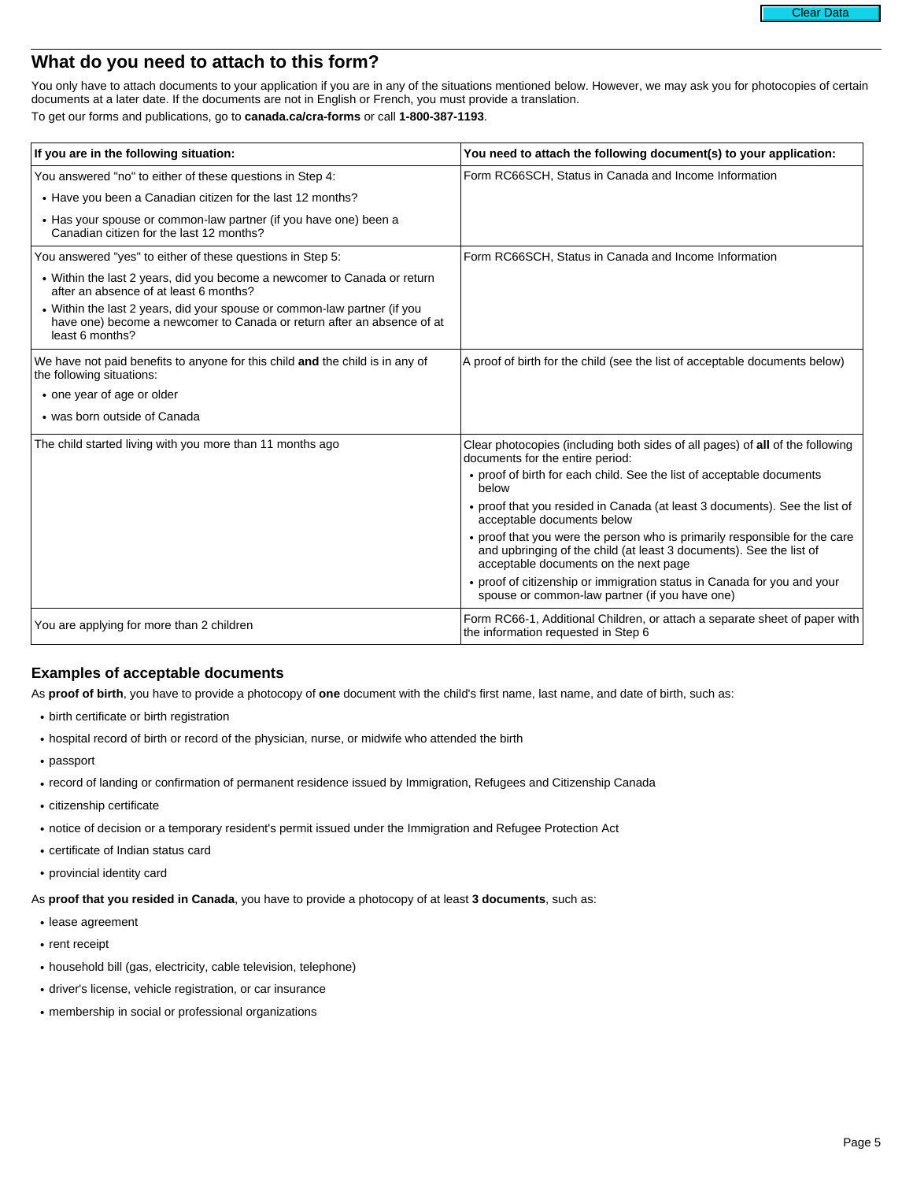## What do you need to attach to this form?

You only have to attach documents to your application if you are in any of the situations mentioned below. However, we may ask you for photocopies of certain documents at a later date. If the documents are not in English or French, you must provide a translation.

To get our forms and publications, go to **canada.ca/cra-forms** or call **1-800-387-1193**.

| If you are in the following situation: | You need to attach the following document(s) to your application: |
|---|---|
| You answered "no" to either of these questions in Step 4:<br>• Have you been a Canadian citizen for the last 12 months?<br>• Has your spouse or common-law partner (if you have one) been a Canadian citizen for the last 12 months? | Form RC66SCH, Status in Canada and Income Information |
| You answered "yes" to either of these questions in Step 5:<br>• Within the last 2 years, did you become a newcomer to Canada or return after an absence of at least 6 months?<br>• Within the last 2 years, did your spouse or common-law partner (if you have one) become a newcomer to Canada or return after an absence of at least 6 months? | Form RC66SCH, Status in Canada and Income Information |
| We have not paid benefits to anyone for this child **and** the child is in any of the following situations:<br>• one year of age or older<br>• was born outside of Canada | A proof of birth for the child (see the list of acceptable documents below) |
| The child started living with you more than 11 months ago | Clear photocopies (including both sides of all pages) of **all** of the following documents for the entire period:<br>• proof of birth for each child. See the list of acceptable documents below<br>• proof that you resided in Canada (at least 3 documents). See the list of acceptable documents below<br>• proof that you were the person who is primarily responsible for the care and upbringing of the child (at least 3 documents). See the list of acceptable documents on the next page<br>• proof of citizenship or immigration status in Canada for you and your spouse or common-law partner (if you have one) |
| You are applying for more than 2 children | Form RC66-1, Additional Children, or attach a separate sheet of paper with the information requested in Step 6 |

### Examples of acceptable documents

As **proof of birth**, you have to provide a photocopy of **one** document with the child's first name, last name, and date of birth, such as:

- birth certificate or birth registration
- hospital record of birth or record of the physician, nurse, or midwife who attended the birth
- passport
- record of landing or confirmation of permanent residence issued by Immigration, Refugees and Citizenship Canada
- citizenship certificate
- notice of decision or a temporary resident's permit issued under the Immigration and Refugee Protection Act
- certificate of Indian status card
- provincial identity card

As **proof that you resided in Canada**, you have to provide a photocopy of at least **3 documents**, such as:

- lease agreement
- rent receipt
- household bill (gas, electricity, cable television, telephone)
- driver's license, vehicle registration, or car insurance
- membership in social or professional organizations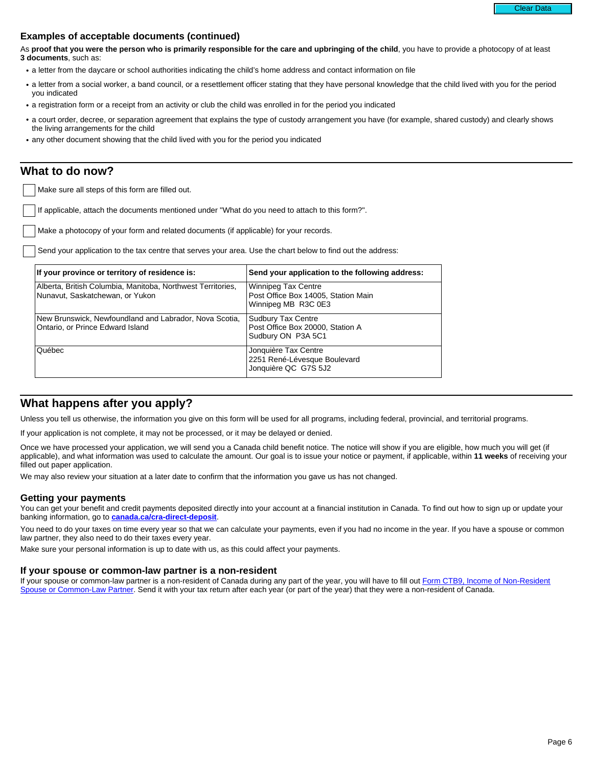### Examples of acceptable documents (continued)

As **proof that you were the person who is primarily responsible for the care and upbringing of the child**, you have to provide a photocopy of at least **3 documents**, such as:

- a letter from the daycare or school authorities indicating the child's home address and contact information on file
- a letter from a social worker, a band council, or a resettlement officer stating that they have personal knowledge that the child lived with you for the period you indicated
- a registration form or a receipt from an activity or club the child was enrolled in for the period you indicated
- a court order, decree, or separation agreement that explains the type of custody arrangement you have (for example, shared custody) and clearly shows the living arrangements for the child
- any other document showing that the child lived with you for the period you indicated

## What to do now?

- [ ] Make sure all steps of this form are filled out.
- [ ] If applicable, attach the documents mentioned under "What do you need to attach to this form?".
- [ ] Make a photocopy of your form and related documents (if applicable) for your records.
- [ ] Send your application to the tax centre that serves your area. Use the chart below to find out the address:

| If your province or territory of residence is: | Send your application to the following address: |
|---|---|
| Alberta, British Columbia, Manitoba, Northwest Territories, Nunavut, Saskatchewan, or Yukon | Winnipeg Tax Centre<br>Post Office Box 14005, Station Main<br>Winnipeg MB  R3C 0E3 |
| New Brunswick, Newfoundland and Labrador, Nova Scotia, Ontario, or Prince Edward Island | Sudbury Tax Centre<br>Post Office Box 20000, Station A<br>Sudbury ON  P3A 5C1 |
| Québec | Jonquière Tax Centre<br>2251 René-Lévesque Boulevard<br>Jonquière QC  G7S 5J2 |

## What happens after you apply?

Unless you tell us otherwise, the information you give on this form will be used for all programs, including federal, provincial, and territorial programs.

If your application is not complete, it may not be processed, or it may be delayed or denied.

Once we have processed your application, we will send you a Canada child benefit notice. The notice will show if you are eligible, how much you will get (if applicable), and what information was used to calculate the amount. Our goal is to issue your notice or payment, if applicable, within **11 weeks** of receiving your filled out paper application.

We may also review your situation at a later date to confirm that the information you gave us has not changed.

### Getting your payments

You can get your benefit and credit payments deposited directly into your account at a financial institution in Canada. To find out how to sign up or update your banking information, go to **canada.ca/cra-direct-deposit**.

You need to do your taxes on time every year so that we can calculate your payments, even if you had no income in the year. If you have a spouse or common law partner, they also need to do their taxes every year.

Make sure your personal information is up to date with us, as this could affect your payments.

### If your spouse or common-law partner is a non-resident

If your spouse or common-law partner is a non-resident of Canada during any part of the year, you will have to fill out Form CTB9, Income of Non-Resident Spouse or Common-Law Partner. Send it with your tax return after each year (or part of the year) that they were a non-resident of Canada.